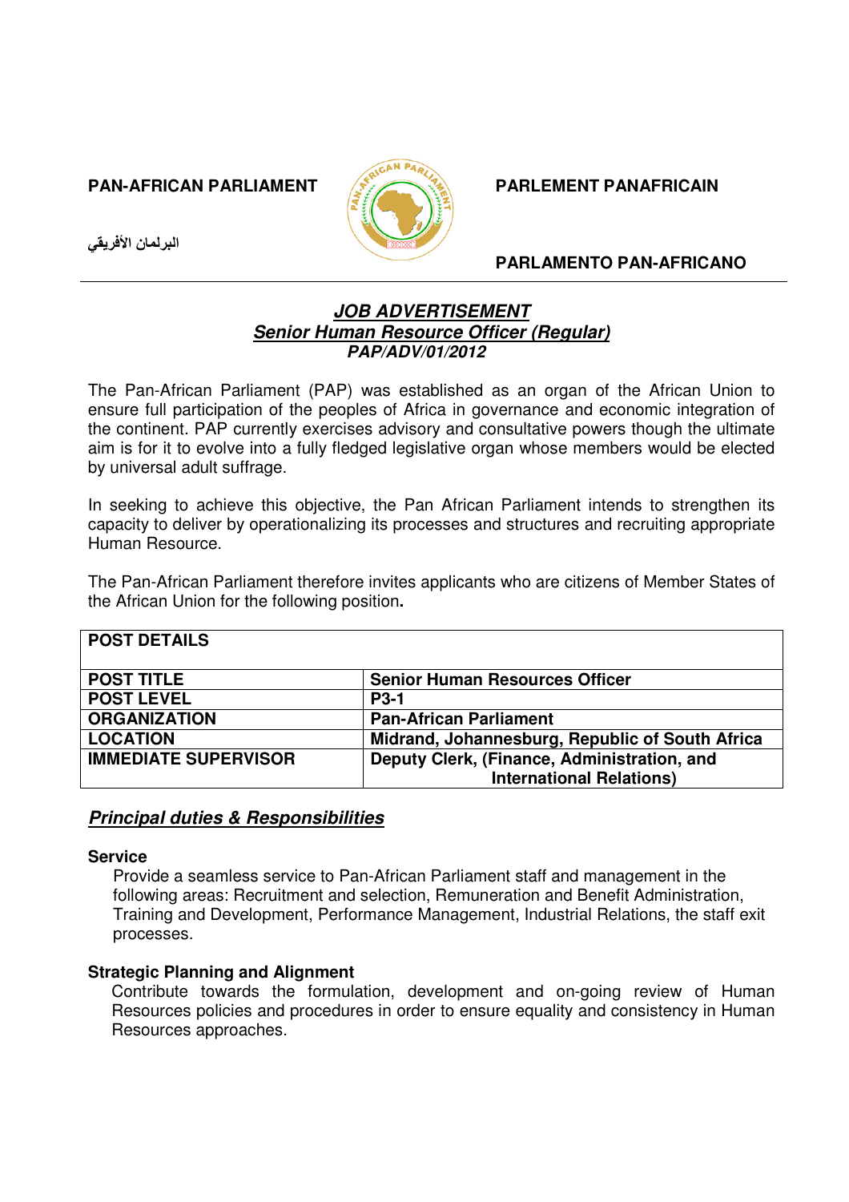**PAN-AFRICAN PARLIAMENT**

**PARLEMENT PANAFRICAIN**

**البرلمان الأفريقي**

**PARLAMENTO PAN-AFRICANO**

---

## ***JOB ADVERTISEMENT***
## ***Senior Human Resource Officer (Regular)***
### ***PAP/ADV/01/2012***

The Pan-African Parliament (PAP) was established as an organ of the African Union to ensure full participation of the peoples of Africa in governance and economic integration of the continent. PAP currently exercises advisory and consultative powers though the ultimate aim is for it to evolve into a fully fledged legislative organ whose members would be elected by universal adult suffrage.

In seeking to achieve this objective, the Pan African Parliament intends to strengthen its capacity to deliver by operationalizing its processes and structures and recruiting appropriate Human Resource.

The Pan-African Parliament therefore invites applicants who are citizens of Member States of the African Union for the following position**.**

| **POST DETAILS** | |
|---|---|
| **POST TITLE** | **Senior Human Resources Officer** |
| **POST LEVEL** | **P3-1** |
| **ORGANIZATION** | **Pan-African Parliament** |
| **LOCATION** | **Midrand, Johannesburg, Republic of South Africa** |
| **IMMEDIATE SUPERVISOR** | **Deputy Clerk, (Finance, Administration, and International Relations)** |

## ***Principal duties & Responsibilities***

**Service**

Provide a seamless service to Pan-African Parliament staff and management in the following areas: Recruitment and selection, Remuneration and Benefit Administration, Training and Development, Performance Management, Industrial Relations, the staff exit processes.

**Strategic Planning and Alignment**

Contribute towards the formulation, development and on-going review of Human Resources policies and procedures in order to ensure equality and consistency in Human Resources approaches.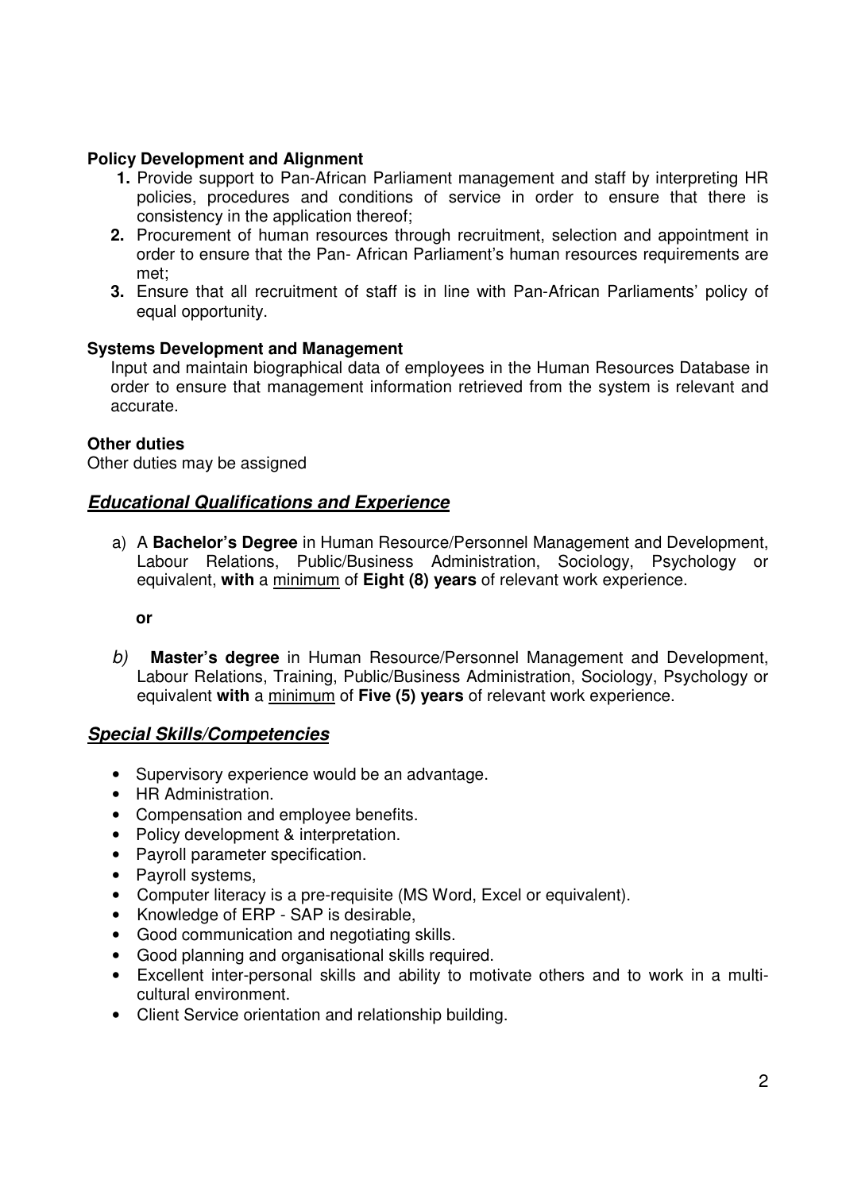**Policy Development and Alignment**

1. Provide support to Pan-African Parliament management and staff by interpreting HR policies, procedures and conditions of service in order to ensure that there is consistency in the application thereof;
2. Procurement of human resources through recruitment, selection and appointment in order to ensure that the Pan- African Parliament's human resources requirements are met;
3. Ensure that all recruitment of staff is in line with Pan-African Parliaments' policy of equal opportunity.

**Systems Development and Management**

Input and maintain biographical data of employees in the Human Resources Database in order to ensure that management information retrieved from the system is relevant and accurate.

**Other duties**

Other duties may be assigned

## ***Educational Qualifications and Experience***

a) A **Bachelor's Degree** in Human Resource/Personnel Management and Development, Labour Relations, Public/Business Administration, Sociology, Psychology or equivalent, **with** a minimum of **Eight (8) years** of relevant work experience.

**or**

*b)* **Master's degree** in Human Resource/Personnel Management and Development, Labour Relations, Training, Public/Business Administration, Sociology, Psychology or equivalent **with** a minimum of **Five (5) years** of relevant work experience.

## ***Special Skills/Competencies***

- Supervisory experience would be an advantage.
- HR Administration.
- Compensation and employee benefits.
- Policy development & interpretation.
- Payroll parameter specification.
- Payroll systems,
- Computer literacy is a pre-requisite (MS Word, Excel or equivalent).
- Knowledge of ERP - SAP is desirable,
- Good communication and negotiating skills.
- Good planning and organisational skills required.
- Excellent inter-personal skills and ability to motivate others and to work in a multi-cultural environment.
- Client Service orientation and relationship building.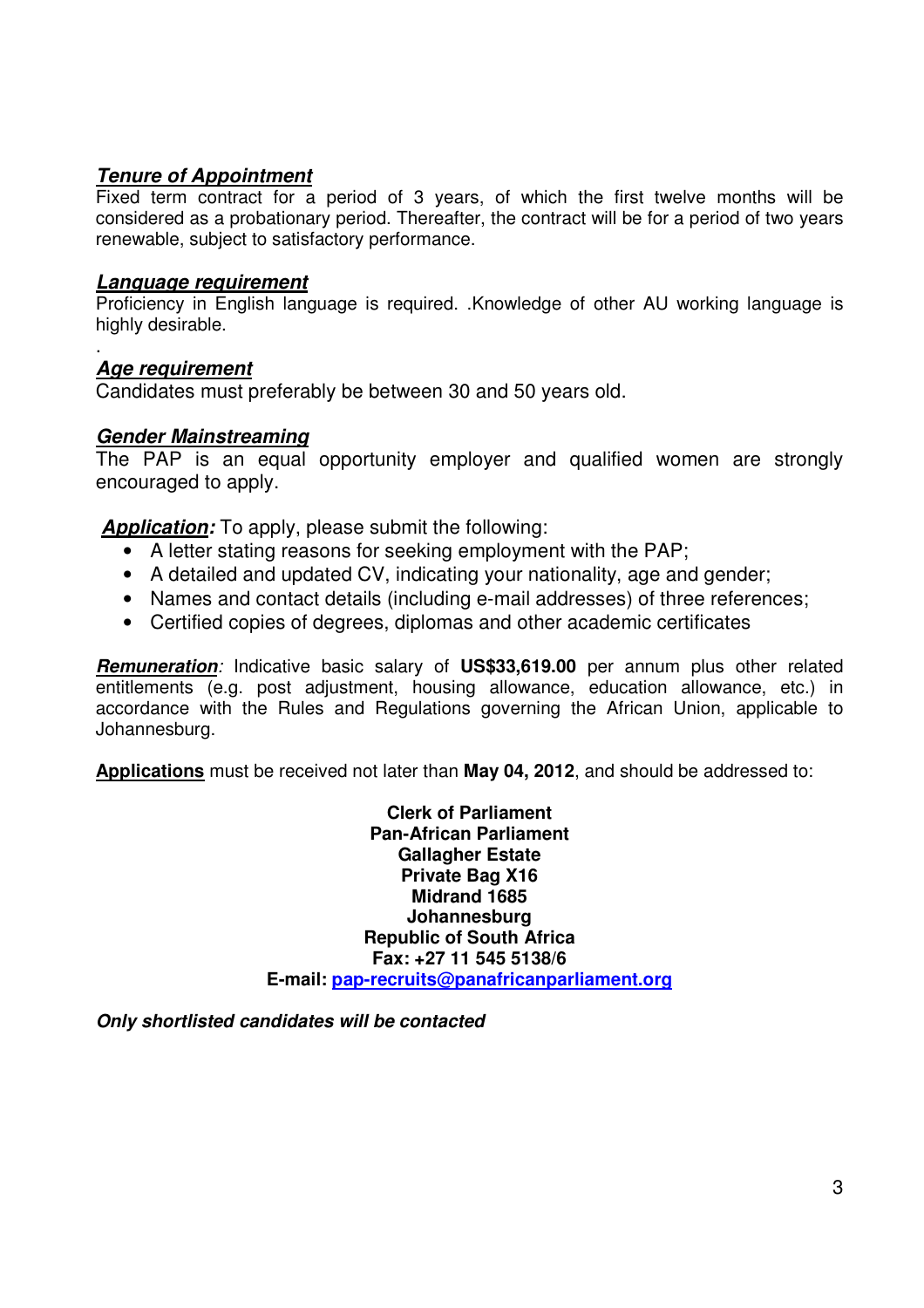***Tenure of Appointment***
Fixed term contract for a period of 3 years, of which the first twelve months will be considered as a probationary period. Thereafter, the contract will be for a period of two years renewable, subject to satisfactory performance.

***Language requirement***
Proficiency in English language is required. .Knowledge of other AU working language is highly desirable.

.

***Age requirement***
Candidates must preferably be between 30 and 50 years old.

***Gender Mainstreaming***
The PAP is an equal opportunity employer and qualified women are strongly encouraged to apply.

***Application:*** To apply, please submit the following:

- A letter stating reasons for seeking employment with the PAP;
- A detailed and updated CV, indicating your nationality, age and gender;
- Names and contact details (including e-mail addresses) of three references;
- Certified copies of degrees, diplomas and other academic certificates

***Remuneration***: Indicative basic salary of **US$33,619.00** per annum plus other related entitlements (e.g. post adjustment, housing allowance, education allowance, etc.) in accordance with the Rules and Regulations governing the African Union, applicable to Johannesburg.

**Applications** must be received not later than **May 04, 2012**, and should be addressed to:

**Clerk of Parliament**
**Pan-African Parliament**
**Gallagher Estate**
**Private Bag X16**
**Midrand 1685**
**Johannesburg**
**Republic of South Africa**
**Fax: +27 11 545 5138/6**
**E-mail: pap-recruits@panafricanparliament.org**

***Only shortlisted candidates will be contacted***